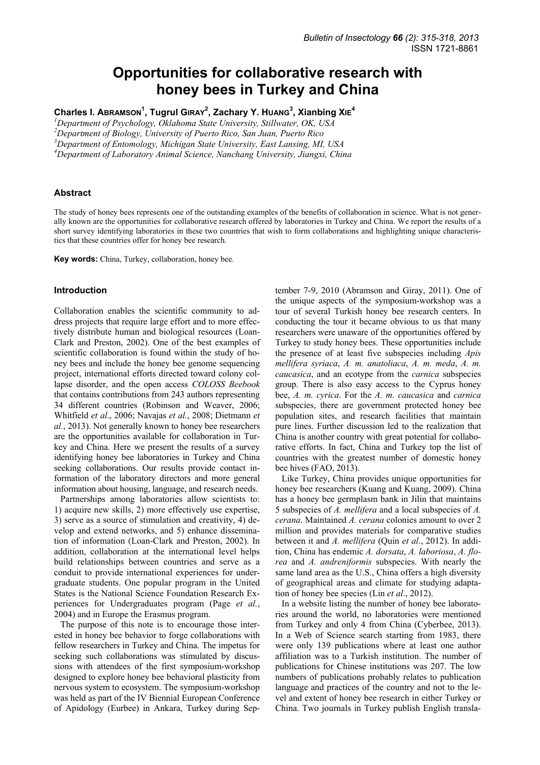# Opportunities for collaborative research with honey bees in Turkey and China

**Charles I. ABRAMSON[1], Tugrul GIRAY[2], Zachary Y. HUANG[3], Xianbing XIE[4]**

[1]*Department of Psychology, Oklahoma State University, Stillwater, OK, USA*
[2]*Department of Biology, University of Puerto Rico, San Juan, Puerto Rico*
[3]*Department of Entomology, Michigan State University, East Lansing, MI, USA*
[4]*Department of Laboratory Animal Science, Nanchang University, Jiangxi, China*

## Abstract

The study of honey bees represents one of the outstanding examples of the benefits of collaboration in science. What is not generally known are the opportunities for collaborative research offered by laboratories in Turkey and China. We report the results of a short survey identifying laboratories in these two countries that wish to form collaborations and highlighting unique characteristics that these countries offer for honey bee research.

**Key words:** China, Turkey, collaboration, honey bee.

## Introduction

Collaboration enables the scientific community to address projects that require large effort and to more effectively distribute human and biological resources (Loan-Clark and Preston, 2002). One of the best examples of scientific collaboration is found within the study of honey bees and include the honey bee genome sequencing project, international efforts directed toward colony collapse disorder, and the open access *COLOSS Beebook* that contains contributions from 243 authors representing 34 different countries (Robinson and Weaver, 2006; Whitfield *et al*., 2006; Navajas *et al.*, 2008; Dietmann *et al.*, 2013). Not generally known to honey bee researchers are the opportunities available for collaboration in Turkey and China. Here we present the results of a survey identifying honey bee laboratories in Turkey and China seeking collaborations. Our results provide contact information of the laboratory directors and more general information about housing, language, and research needs.

Partnerships among laboratories allow scientists to: 1) acquire new skills, 2) more effectively use expertise, 3) serve as a source of stimulation and creativity, 4) develop and extend networks, and 5) enhance dissemination of information (Loan-Clark and Preston, 2002). In addition, collaboration at the international level helps build relationships between countries and serve as a conduit to provide international experiences for undergraduate students. One popular program in the United States is the National Science Foundation Research Experiences for Undergraduates program (Page *et al.*, 2004) and in Europe the Erasmus program.

The purpose of this note is to encourage those interested in honey bee behavior to forge collaborations with fellow researchers in Turkey and China. The impetus for seeking such collaborations was stimulated by discussions with attendees of the first symposium-workshop designed to explore honey bee behavioral plasticity from nervous system to ecosystem. The symposium-workshop was held as part of the IV Biennial European Conference of Apidology (Eurbee) in Ankara, Turkey during September 7-9, 2010 (Abramson and Giray, 2011). One of the unique aspects of the symposium-workshop was a tour of several Turkish honey bee research centers. In conducting the tour it became obvious to us that many researchers were unaware of the opportunities offered by Turkey to study honey bees. These opportunities include the presence of at least five subspecies including *Apis mellifera syriaca*, *A. m. anatoliaca*, *A. m. meda*, *A. m. caucasica*, and an ecotype from the *carnica* subspecies group. There is also easy access to the Cyprus honey bee, *A. m. cyrica*. For the *A. m. caucasica* and *carnica* subspecies, there are government protected honey bee population sites, and research facilities that maintain pure lines. Further discussion led to the realization that China is another country with great potential for collaborative efforts. In fact, China and Turkey top the list of countries with the greatest number of domestic honey bee hives (FAO, 2013).

Like Turkey, China provides unique opportunities for honey bee researchers (Kuang and Kuang, 2009). China has a honey bee germplasm bank in Jilin that maintains 5 subspecies of *A. mellifera* and a local subspecies of *A. cerana*. Maintained *A. cerana* colonies amount to over 2 million and provides materials for comparative studies between it and *A. mellifera* (Quin *et al*., 2012). In addition, China has endemic *A. dorsata*, *A. laboriosa*, *A. florea* and *A. andreniformis* subspecies. With nearly the same land area as the U.S., China offers a high diversity of geographical areas and climate for studying adaptation of honey bee species (Lin *et al*., 2012).

In a website listing the number of honey bee laboratories around the world, no laboratories were mentioned from Turkey and only 4 from China (Cyberbee, 2013). In a Web of Science search starting from 1983, there were only 139 publications where at least one author affiliation was to a Turkish institution. The number of publications for Chinese institutions was 207. The low numbers of publications probably relates to publication language and practices of the country and not to the level and extent of honey bee research in either Turkey or China. Two journals in Turkey publish English transla-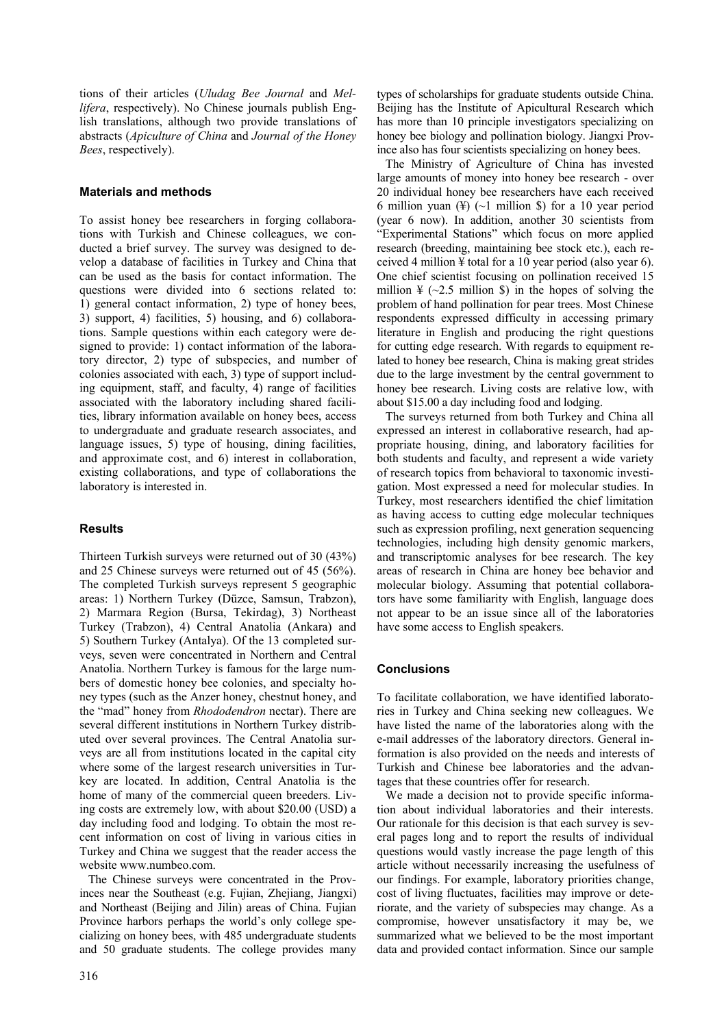tions of their articles (*Uludag Bee Journal* and *Mellifera*, respectively). No Chinese journals publish English translations, although two provide translations of abstracts (*Apiculture of China* and *Journal of the Honey Bees*, respectively).

## Materials and methods

To assist honey bee researchers in forging collaborations with Turkish and Chinese colleagues, we conducted a brief survey. The survey was designed to develop a database of facilities in Turkey and China that can be used as the basis for contact information. The questions were divided into 6 sections related to: 1) general contact information, 2) type of honey bees, 3) support, 4) facilities, 5) housing, and 6) collaborations. Sample questions within each category were designed to provide: 1) contact information of the laboratory director, 2) type of subspecies, and number of colonies associated with each, 3) type of support including equipment, staff, and faculty, 4) range of facilities associated with the laboratory including shared facilities, library information available on honey bees, access to undergraduate and graduate research associates, and language issues, 5) type of housing, dining facilities, and approximate cost, and 6) interest in collaboration, existing collaborations, and type of collaborations the laboratory is interested in.

## Results

Thirteen Turkish surveys were returned out of 30 (43%) and 25 Chinese surveys were returned out of 45 (56%). The completed Turkish surveys represent 5 geographic areas: 1) Northern Turkey (Düzce, Samsun, Trabzon), 2) Marmara Region (Bursa, Tekirdag), 3) Northeast Turkey (Trabzon), 4) Central Anatolia (Ankara) and 5) Southern Turkey (Antalya). Of the 13 completed surveys, seven were concentrated in Northern and Central Anatolia. Northern Turkey is famous for the large numbers of domestic honey bee colonies, and specialty honey types (such as the Anzer honey, chestnut honey, and the "mad" honey from *Rhododendron* nectar). There are several different institutions in Northern Turkey distributed over several provinces. The Central Anatolia surveys are all from institutions located in the capital city where some of the largest research universities in Turkey are located. In addition, Central Anatolia is the home of many of the commercial queen breeders. Living costs are extremely low, with about $20.00 (USD) a day including food and lodging. To obtain the most recent information on cost of living in various cities in Turkey and China we suggest that the reader access the website www.numbeo.com.

The Chinese surveys were concentrated in the Provinces near the Southeast (e.g. Fujian, Zhejiang, Jiangxi) and Northeast (Beijing and Jilin) areas of China. Fujian Province harbors perhaps the world's only college specializing on honey bees, with 485 undergraduate students and 50 graduate students. The college provides many types of scholarships for graduate students outside China. Beijing has the Institute of Apicultural Research which has more than 10 principle investigators specializing on honey bee biology and pollination biology. Jiangxi Province also has four scientists specializing on honey bees.

The Ministry of Agriculture of China has invested large amounts of money into honey bee research - over 20 individual honey bee researchers have each received 6 million yuan (¥) (~1 million $) for a 10 year period (year 6 now). In addition, another 30 scientists from "Experimental Stations" which focus on more applied research (breeding, maintaining bee stock etc.), each received 4 million ¥ total for a 10 year period (also year 6). One chief scientist focusing on pollination received 15 million ¥ (~2.5 million $) in the hopes of solving the problem of hand pollination for pear trees. Most Chinese respondents expressed difficulty in accessing primary literature in English and producing the right questions for cutting edge research. With regards to equipment related to honey bee research, China is making great strides due to the large investment by the central government to honey bee research. Living costs are relative low, with about $15.00 a day including food and lodging.

The surveys returned from both Turkey and China all expressed an interest in collaborative research, had appropriate housing, dining, and laboratory facilities for both students and faculty, and represent a wide variety of research topics from behavioral to taxonomic investigation. Most expressed a need for molecular studies. In Turkey, most researchers identified the chief limitation as having access to cutting edge molecular techniques such as expression profiling, next generation sequencing technologies, including high density genomic markers, and transcriptomic analyses for bee research. The key areas of research in China are honey bee behavior and molecular biology. Assuming that potential collaborators have some familiarity with English, language does not appear to be an issue since all of the laboratories have some access to English speakers.

## Conclusions

To facilitate collaboration, we have identified laboratories in Turkey and China seeking new colleagues. We have listed the name of the laboratories along with the e-mail addresses of the laboratory directors. General information is also provided on the needs and interests of Turkish and Chinese bee laboratories and the advantages that these countries offer for research.

We made a decision not to provide specific information about individual laboratories and their interests. Our rationale for this decision is that each survey is several pages long and to report the results of individual questions would vastly increase the page length of this article without necessarily increasing the usefulness of our findings. For example, laboratory priorities change, cost of living fluctuates, facilities may improve or deteriorate, and the variety of subspecies may change. As a compromise, however unsatisfactory it may be, we summarized what we believed to be the most important data and provided contact information. Since our sample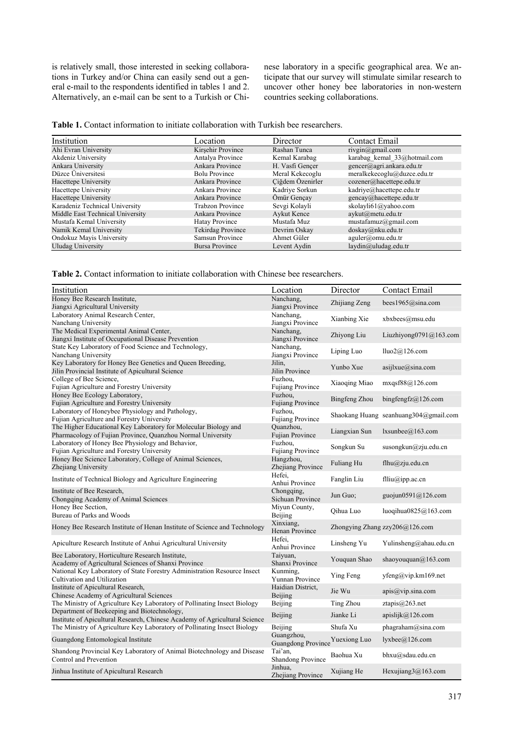is relatively small, those interested in seeking collaborations in Turkey and/or China can easily send out a general e-mail to the respondents identified in tables 1 and 2. Alternatively, an e-mail can be sent to a Turkish or Chinese laboratory in a specific geographical area. We anticipate that our survey will stimulate similar research to uncover other honey bee laboratories in non-western countries seeking collaborations.

**Table 1.** Contact information to initiate collaboration with Turkish bee researchers.

| Institution | Location | Director | Contact Email |
|---|---|---|---|
| Ahi Evran University | Kirşehir Province | Rashan Tunca | rivgin@gmail.com |
| Akdeniz University | Antalya Province | Kemal Karabag | karabag_kemal_33@hotmail.com |
| Ankara University | Ankara Province | H. Vasfi Gençer | gencer@agri.ankara.edu.tr |
| Düzce Üniversitesi | Bolu Province | Meral Kekecoglu | meralkekecoglu@duzce.edu.tr |
| Hacettepe University | Ankara Province | Çiğdem Özenirler | cozener@hacettepe.edu.tr |
| Hacettepe University | Ankara Province | Kadriye Sorkun | kadriye@hacettepe.edu.tr |
| Hacettepe University | Ankara Province | Ömür Gençay | gencay@hacettepe.edu.tr |
| Karadeniz Technical University | Trabzon Province | Sevgi Kolayli | skolayli61@yahoo.com |
| Middle East Technical University | Ankara Province | Aykut Kence | aykut@metu.edu.tr |
| Mustafa Kemal University | Hatay Province | Mustafa Muz | mustafamuz@gmail.com |
| Namik Kemal University | Tekirdag Province | Devrim Oskay | doskay@nku.edu.tr |
| Ondokuz Mayis University | Samsun Province | Ahmet Güler | aguler@omu.edu.tr |
| Uludag University | Bursa Province | Levent Aydin | laydin@uludag.edu.tr |

**Table 2.** Contact information to initiate collaboration with Chinese bee researchers.

| Institution | Location | Director | Contact Email |
|---|---|---|---|
| Honey Bee Research Institute, Jiangxi Agricultural University | Nanchang, Jiangxi Province | Zhijiang Zeng | bees1965@sina.com |
| Laboratory Animal Research Center, Nanchang University | Nanchang, Jiangxi Province | Xianbing Xie | xbxbees@msu.edu |
| The Medical Experimental Animal Center, Jiangxi Institute of Occupational Disease Prevention | Nanchang, Jiangxi Province | Zhiyong Liu | Liuzhiyong0791@163.com |
| State Key Laboratory of Food Science and Technology, Nanchang University | Nanchang, Jiangxi Province | Liping Luo | lluo2@126.com |
| Key Laboratory for Honey Bee Genetics and Queen Breeding, Jilin Provincial Institute of Apicultural Science | Jilin, Jilin Province | Yunbo Xue | asijlxue@sina.com |
| College of Bee Science, Fujian Agriculture and Forestry University | Fuzhou, Fujiang Province | Xiaoqing Miao | mxqsf88@126.com |
| Honey Bee Ecology Laboratory, Fujian Agriculture and Forestry University | Fuzhou, Fujiang Province | Bingfeng Zhou | bingfengfz@126.com |
| Laboratory of Honeybee Physiology and Pathology, Fujian Agriculture and Forestry University | Fuzhou, Fujiang Province | Shaokang Huang | seanhuang304@gmail.com |
| The Higher Educational Key Laboratory for Molecular Biology and Pharmacology of Fujian Province, Quanzhou Normal University | Quanzhou, Fujian Province | Liangxian Sun | lxsunbee@163.com |
| Laboratory of Honey Bee Physiology and Behavior, Fujian Agriculture and Forestry University | Fuzhou, Fujiang Province | Songkun Su | susongkun@zju.edu.cn |
| Honey Bee Science Laboratory, College of Animal Sciences, Zhejiang University | Hangzhou, Zhejiang Province | Fuliang Hu | flhu@zju.edu.cn |
| Institute of Technical Biology and Agriculture Engineering | Hefei, Anhui Province | Fanglin Liu | flliu@ipp.ac.cn |
| Institute of Bee Research, Chongqing Academy of Animal Sciences | Chongqing, Sichuan Province | Jun Guo; | guojun0591@126.com |
| Honey Bee Section, Bureau of Parks and Woods | Miyun County, Beijing | Qihua Luo | luoqihua0825@163.com |
| Honey Bee Research Institute of Henan Institute of Science and Technology | Xinxiang, Henan Province | Zhongying Zhang | zzy206@126.com |
| Apiculture Research Institute of Anhui Agricultural University | Hefei, Anhui Province | Linsheng Yu | Yulinsheng@ahau.edu.cn |
| Bee Laboratory, Horticulture Research Institute, Academy of Agricultural Sciences of Shanxi Province | Taiyuan, Shanxi Province | Youquan Shao | shaoyouquan@163.com |
| National Key Laboratory of State Forestry Administration Resource Insect Cultivation and Utilization | Kunming, Yunnan Province | Ying Feng | yfeng@vip.km169.net |
| Institute of Apicultural Research, Chinese Academy of Agricultural Sciences | Haidian District, Beijing | Jie Wu | apis@vip.sina.com |
| The Ministry of Agriculture Key Laboratory of Pollinating Insect Biology | Beijing | Ting Zhou | ztapis@263.net |
| Department of Beekeeping and Biotechnology, Institute of Apicultural Research, Chinese Academy of Agricultural Science | Beijing | Jianke Li | apislijk@126.com |
| The Ministry of Agriculture Key Laboratory of Pollinating Insect Biology | Beijing | Shufa Xu | phagraham@sina.com |
| Guangdong Entomological Institute | Guangzhou, Guangdong Province | Yuexiong Luo | lyxbee@126.com |
| Shandong Provincial Key Laboratory of Animal Biotechnology and Disease Control and Prevention | Tai'an, Shandong Province | Baohua Xu | bhxu@sdau.edu.cn |
| Jinhua Institute of Apicultural Research | Jinhua, Zhejiang Province | Xujiang He | Hexujiang3@163.com |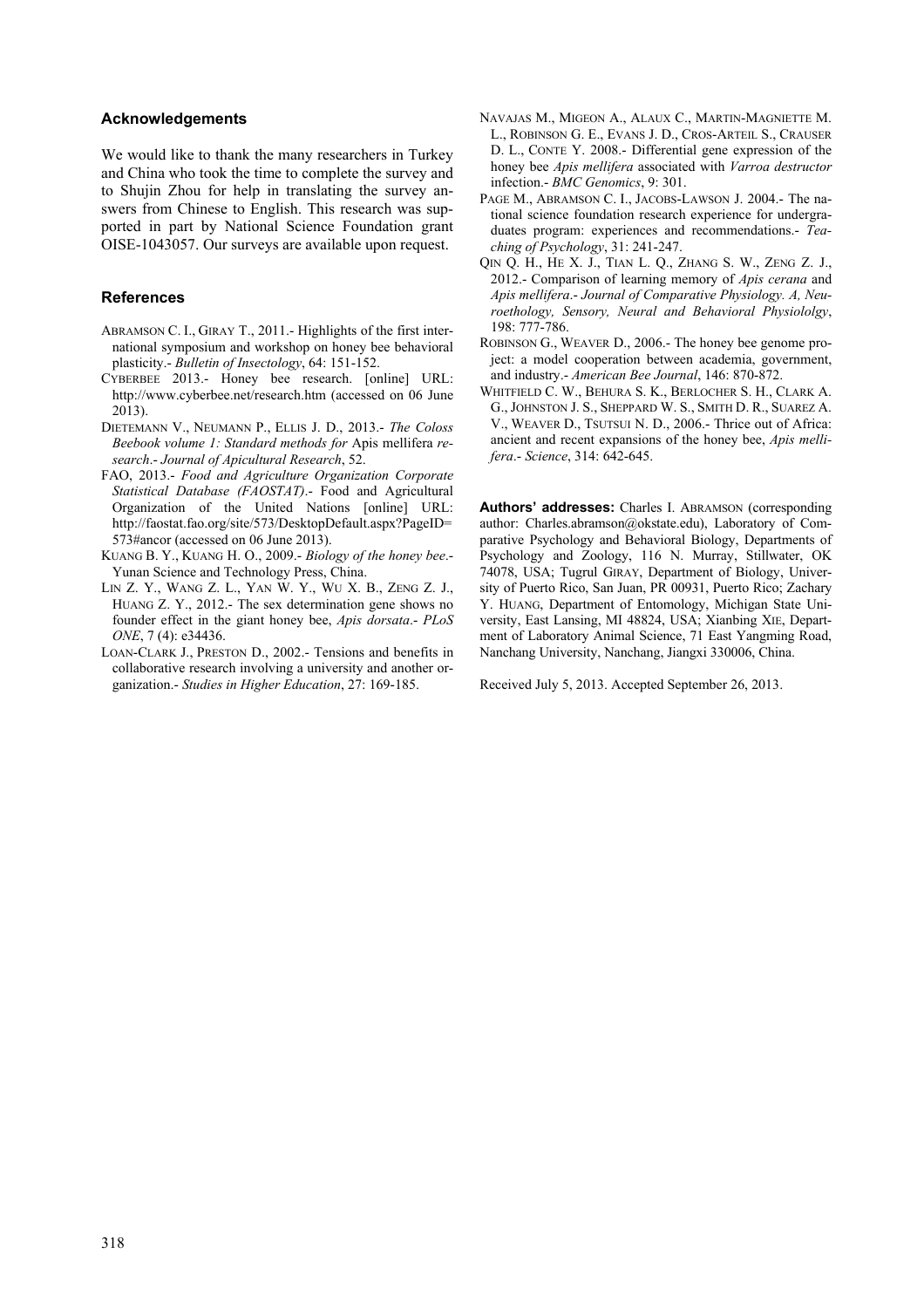## Acknowledgements

We would like to thank the many researchers in Turkey and China who took the time to complete the survey and to Shujin Zhou for help in translating the survey answers from Chinese to English. This research was supported in part by National Science Foundation grant OISE-1043057. Our surveys are available upon request.

## References

ABRAMSON C. I., GIRAY T., 2011.- Highlights of the first international symposium and workshop on honey bee behavioral plasticity.- *Bulletin of Insectology*, 64: 151-152.

CYBERBEE 2013.- Honey bee research. [online] URL: http://www.cyberbee.net/research.htm (accessed on 06 June 2013).

DIETEMANN V., NEUMANN P., ELLIS J. D., 2013.- *The Coloss Beebook volume 1: Standard methods for* Apis mellifera *research*.- *Journal of Apicultural Research*, 52.

FAO, 2013.- *Food and Agriculture Organization Corporate Statistical Database (FAOSTAT)*.- Food and Agricultural Organization of the United Nations [online] URL: http://faostat.fao.org/site/573/DesktopDefault.aspx?PageID=573#ancor (accessed on 06 June 2013).

KUANG B. Y., KUANG H. O., 2009.- *Biology of the honey bee*.- Yunan Science and Technology Press, China.

LIN Z. Y., WANG Z. L., YAN W. Y., WU X. B., ZENG Z. J., HUANG Z. Y., 2012.- The sex determination gene shows no founder effect in the giant honey bee, *Apis dorsata*.- *PLoS ONE*, 7 (4): e34436.

LOAN-CLARK J., PRESTON D., 2002.- Tensions and benefits in collaborative research involving a university and another organization.- *Studies in Higher Education*, 27: 169-185.

NAVAJAS M., MIGEON A., ALAUX C., MARTIN-MAGNIETTE M. L., ROBINSON G. E., EVANS J. D., CROS-ARTEIL S., CRAUSER D. L., CONTE Y. 2008.- Differential gene expression of the honey bee *Apis mellifera* associated with *Varroa destructor* infection.- *BMC Genomics*, 9: 301.

PAGE M., ABRAMSON C. I., JACOBS-LAWSON J. 2004.- The national science foundation research experience for undergraduates program: experiences and recommendations.- *Teaching of Psychology*, 31: 241-247.

QIN Q. H., HE X. J., TIAN L. Q., ZHANG S. W., ZENG Z. J., 2012.- Comparison of learning memory of *Apis cerana* and *Apis mellifera*.- *Journal of Comparative Physiology. A, Neuroethology, Sensory, Neural and Behavioral Physiololgy*, 198: 777-786.

ROBINSON G., WEAVER D., 2006.- The honey bee genome project: a model cooperation between academia, government, and industry.- *American Bee Journal*, 146: 870-872.

WHITFIELD C. W., BEHURA S. K., BERLOCHER S. H., CLARK A. G., JOHNSTON J. S., SHEPPARD W. S., SMITH D. R., SUAREZ A. V., WEAVER D., TSUTSUI N. D., 2006.- Thrice out of Africa: ancient and recent expansions of the honey bee, *Apis mellifera*.- *Science*, 314: 642-645.

**Authors' addresses:** Charles I. ABRAMSON (corresponding author: Charles.abramson@okstate.edu), Laboratory of Comparative Psychology and Behavioral Biology, Departments of Psychology and Zoology, 116 N. Murray, Stillwater, OK 74078, USA; Tugrul GIRAY, Department of Biology, University of Puerto Rico, San Juan, PR 00931, Puerto Rico; Zachary Y. HUANG, Department of Entomology, Michigan State University, East Lansing, MI 48824, USA; Xianbing XIE, Department of Laboratory Animal Science, 71 East Yangming Road, Nanchang University, Nanchang, Jiangxi 330006, China.

Received July 5, 2013. Accepted September 26, 2013.